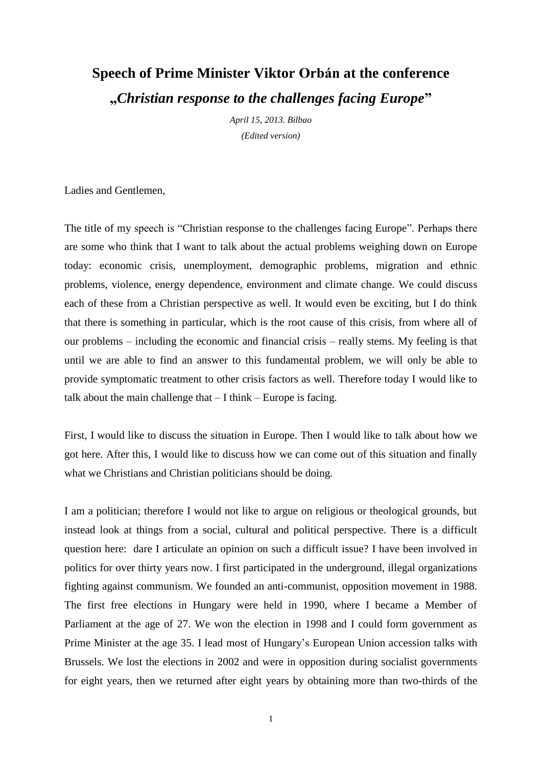# Speech of Prime Minister Viktor Orbán at the conference

## „*Christian response to the challenges facing Europe*"

*April 15, 2013. Bilbao*

*(Edited version)*

Ladies and Gentlemen,

The title of my speech is "Christian response to the challenges facing Europe". Perhaps there are some who think that I want to talk about the actual problems weighing down on Europe today: economic crisis, unemployment, demographic problems, migration and ethnic problems, violence, energy dependence, environment and climate change. We could discuss each of these from a Christian perspective as well. It would even be exciting, but I do think that there is something in particular, which is the root cause of this crisis, from where all of our problems – including the economic and financial crisis – really stems. My feeling is that until we are able to find an answer to this fundamental problem, we will only be able to provide symptomatic treatment to other crisis factors as well. Therefore today I would like to talk about the main challenge that – I think – Europe is facing.

First, I would like to discuss the situation in Europe. Then I would like to talk about how we got here. After this, I would like to discuss how we can come out of this situation and finally what we Christians and Christian politicians should be doing.

I am a politician; therefore I would not like to argue on religious or theological grounds, but instead look at things from a social, cultural and political perspective. There is a difficult question here: dare I articulate an opinion on such a difficult issue? I have been involved in politics for over thirty years now. I first participated in the underground, illegal organizations fighting against communism. We founded an anti-communist, opposition movement in 1988. The first free elections in Hungary were held in 1990, where I became a Member of Parliament at the age of 27. We won the election in 1998 and I could form government as Prime Minister at the age 35. I lead most of Hungary's European Union accession talks with Brussels. We lost the elections in 2002 and were in opposition during socialist governments for eight years, then we returned after eight years by obtaining more than two-thirds of the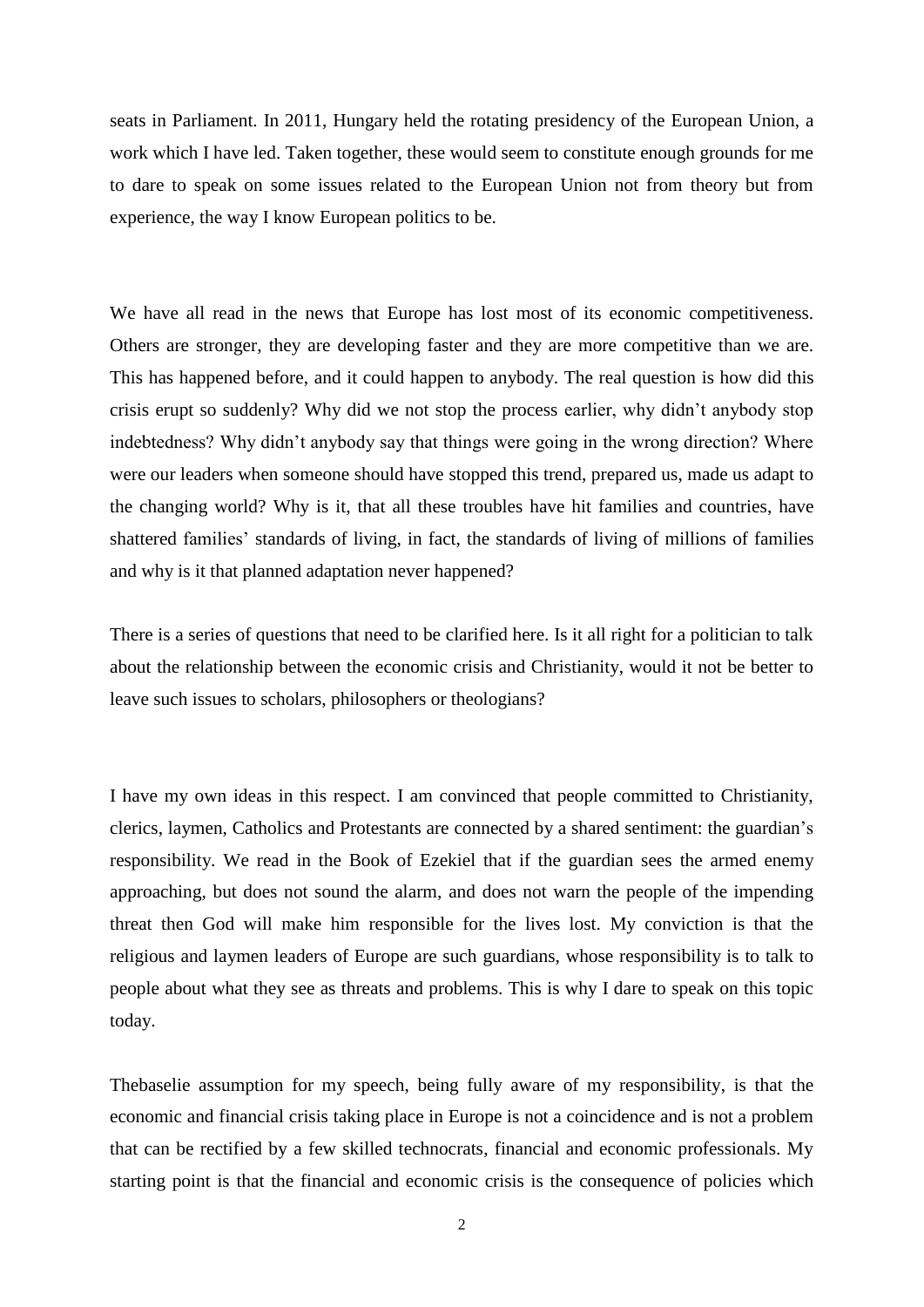seats in Parliament. In 2011, Hungary held the rotating presidency of the European Union, a work which I have led. Taken together, these would seem to constitute enough grounds for me to dare to speak on some issues related to the European Union not from theory but from experience, the way I know European politics to be.

We have all read in the news that Europe has lost most of its economic competitiveness. Others are stronger, they are developing faster and they are more competitive than we are. This has happened before, and it could happen to anybody. The real question is how did this crisis erupt so suddenly? Why did we not stop the process earlier, why didn't anybody stop indebtedness? Why didn't anybody say that things were going in the wrong direction? Where were our leaders when someone should have stopped this trend, prepared us, made us adapt to the changing world? Why is it, that all these troubles have hit families and countries, have shattered families' standards of living, in fact, the standards of living of millions of families and why is it that planned adaptation never happened?

There is a series of questions that need to be clarified here. Is it all right for a politician to talk about the relationship between the economic crisis and Christianity, would it not be better to leave such issues to scholars, philosophers or theologians?

I have my own ideas in this respect. I am convinced that people committed to Christianity, clerics, laymen, Catholics and Protestants are connected by a shared sentiment: the guardian's responsibility. We read in the Book of Ezekiel that if the guardian sees the armed enemy approaching, but does not sound the alarm, and does not warn the people of the impending threat then God will make him responsible for the lives lost. My conviction is that the religious and laymen leaders of Europe are such guardians, whose responsibility is to talk to people about what they see as threats and problems. This is why I dare to speak on this topic today.

Thebaselie assumption for my speech, being fully aware of my responsibility, is that the economic and financial crisis taking place in Europe is not a coincidence and is not a problem that can be rectified by a few skilled technocrats, financial and economic professionals. My starting point is that the financial and economic crisis is the consequence of policies which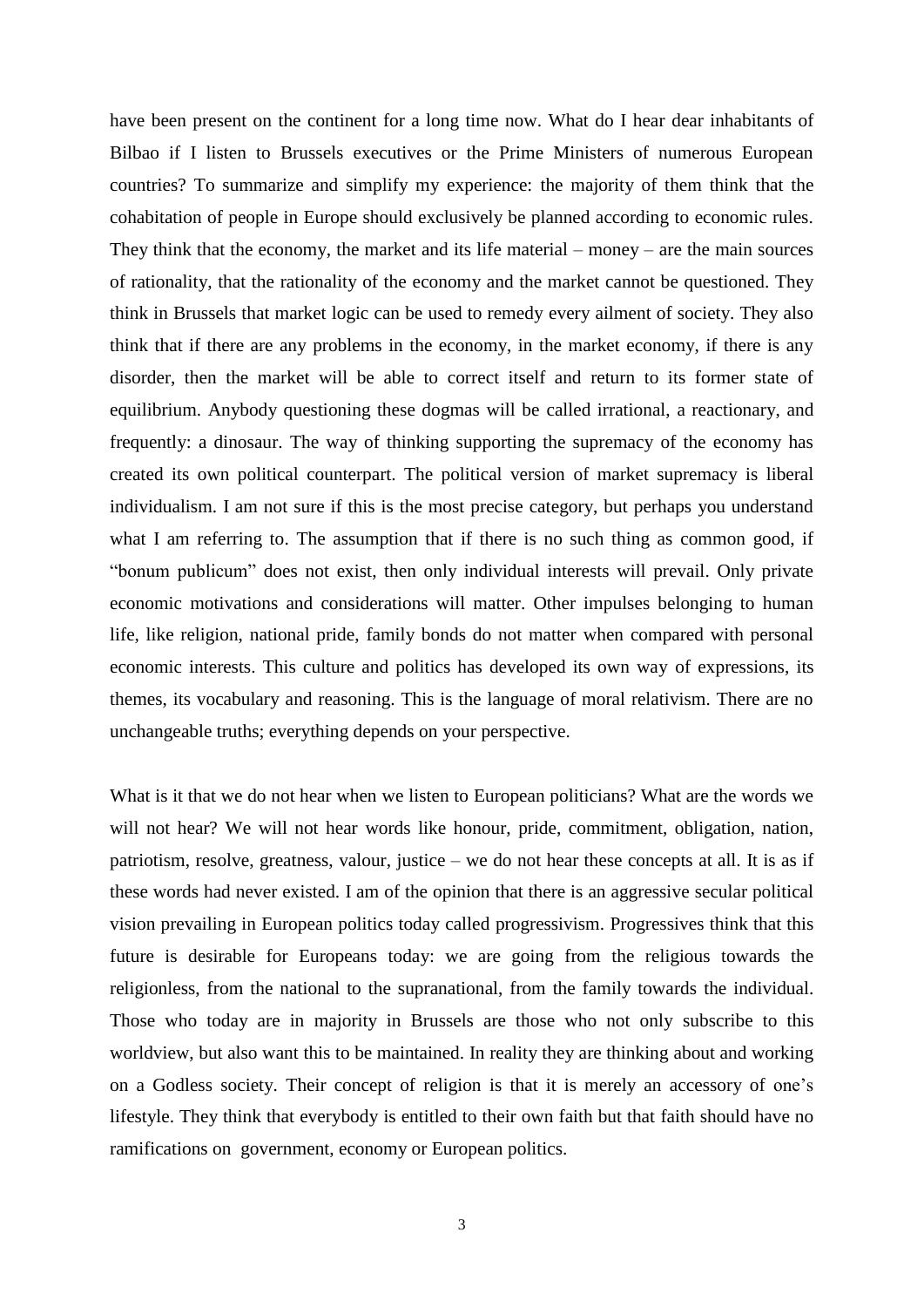have been present on the continent for a long time now. What do I hear dear inhabitants of Bilbao if I listen to Brussels executives or the Prime Ministers of numerous European countries? To summarize and simplify my experience: the majority of them think that the cohabitation of people in Europe should exclusively be planned according to economic rules. They think that the economy, the market and its life material – money – are the main sources of rationality, that the rationality of the economy and the market cannot be questioned. They think in Brussels that market logic can be used to remedy every ailment of society. They also think that if there are any problems in the economy, in the market economy, if there is any disorder, then the market will be able to correct itself and return to its former state of equilibrium. Anybody questioning these dogmas will be called irrational, a reactionary, and frequently: a dinosaur. The way of thinking supporting the supremacy of the economy has created its own political counterpart. The political version of market supremacy is liberal individualism. I am not sure if this is the most precise category, but perhaps you understand what I am referring to. The assumption that if there is no such thing as common good, if "bonum publicum" does not exist, then only individual interests will prevail. Only private economic motivations and considerations will matter. Other impulses belonging to human life, like religion, national pride, family bonds do not matter when compared with personal economic interests. This culture and politics has developed its own way of expressions, its themes, its vocabulary and reasoning. This is the language of moral relativism. There are no unchangeable truths; everything depends on your perspective.

What is it that we do not hear when we listen to European politicians? What are the words we will not hear? We will not hear words like honour, pride, commitment, obligation, nation, patriotism, resolve, greatness, valour, justice – we do not hear these concepts at all. It is as if these words had never existed. I am of the opinion that there is an aggressive secular political vision prevailing in European politics today called progressivism. Progressives think that this future is desirable for Europeans today: we are going from the religious towards the religionless, from the national to the supranational, from the family towards the individual. Those who today are in majority in Brussels are those who not only subscribe to this worldview, but also want this to be maintained. In reality they are thinking about and working on a Godless society. Their concept of religion is that it is merely an accessory of one's lifestyle. They think that everybody is entitled to their own faith but that faith should have no ramifications on government, economy or European politics.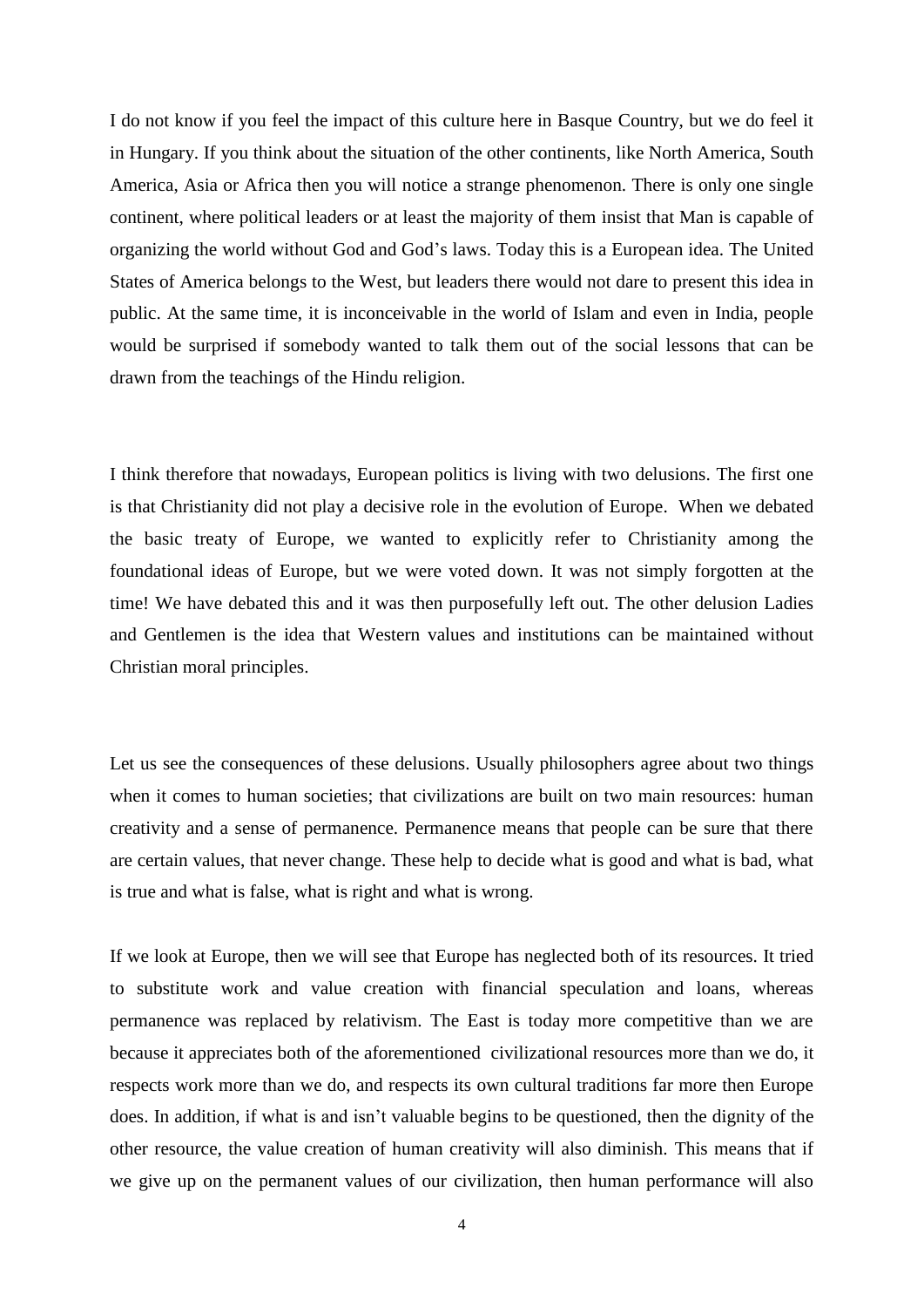I do not know if you feel the impact of this culture here in Basque Country, but we do feel it in Hungary. If you think about the situation of the other continents, like North America, South America, Asia or Africa then you will notice a strange phenomenon. There is only one single continent, where political leaders or at least the majority of them insist that Man is capable of organizing the world without God and God's laws. Today this is a European idea. The United States of America belongs to the West, but leaders there would not dare to present this idea in public. At the same time, it is inconceivable in the world of Islam and even in India, people would be surprised if somebody wanted to talk them out of the social lessons that can be drawn from the teachings of the Hindu religion.

I think therefore that nowadays, European politics is living with two delusions. The first one is that Christianity did not play a decisive role in the evolution of Europe. When we debated the basic treaty of Europe, we wanted to explicitly refer to Christianity among the foundational ideas of Europe, but we were voted down. It was not simply forgotten at the time! We have debated this and it was then purposefully left out. The other delusion Ladies and Gentlemen is the idea that Western values and institutions can be maintained without Christian moral principles.

Let us see the consequences of these delusions. Usually philosophers agree about two things when it comes to human societies; that civilizations are built on two main resources: human creativity and a sense of permanence. Permanence means that people can be sure that there are certain values, that never change. These help to decide what is good and what is bad, what is true and what is false, what is right and what is wrong.

If we look at Europe, then we will see that Europe has neglected both of its resources. It tried to substitute work and value creation with financial speculation and loans, whereas permanence was replaced by relativism. The East is today more competitive than we are because it appreciates both of the aforementioned civilizational resources more than we do, it respects work more than we do, and respects its own cultural traditions far more then Europe does. In addition, if what is and isn't valuable begins to be questioned, then the dignity of the other resource, the value creation of human creativity will also diminish. This means that if we give up on the permanent values of our civilization, then human performance will also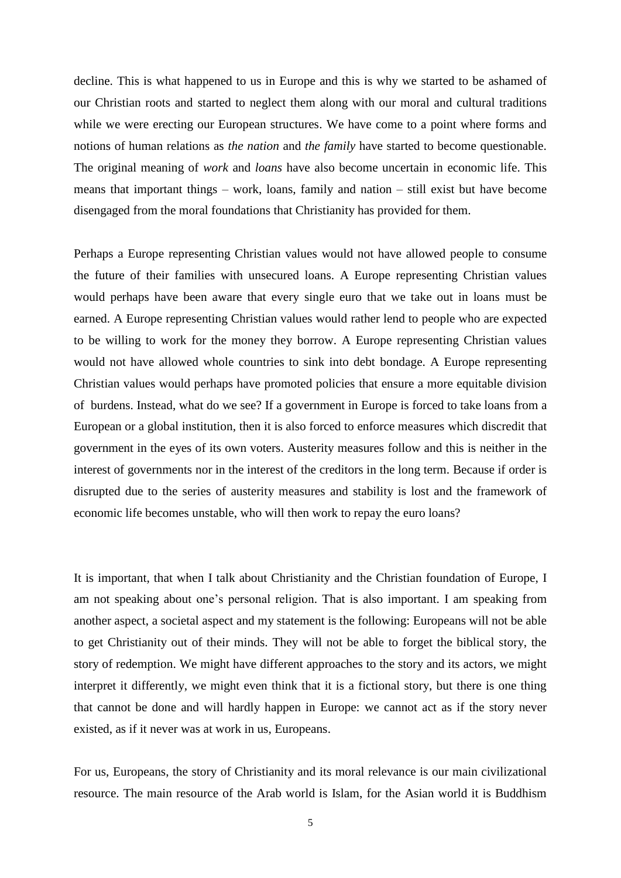decline. This is what happened to us in Europe and this is why we started to be ashamed of our Christian roots and started to neglect them along with our moral and cultural traditions while we were erecting our European structures. We have come to a point where forms and notions of human relations as *the nation* and *the family* have started to become questionable. The original meaning of *work* and *loans* have also become uncertain in economic life. This means that important things – work, loans, family and nation – still exist but have become disengaged from the moral foundations that Christianity has provided for them.

Perhaps a Europe representing Christian values would not have allowed people to consume the future of their families with unsecured loans. A Europe representing Christian values would perhaps have been aware that every single euro that we take out in loans must be earned. A Europe representing Christian values would rather lend to people who are expected to be willing to work for the money they borrow. A Europe representing Christian values would not have allowed whole countries to sink into debt bondage. A Europe representing Christian values would perhaps have promoted policies that ensure a more equitable division of burdens. Instead, what do we see? If a government in Europe is forced to take loans from a European or a global institution, then it is also forced to enforce measures which discredit that government in the eyes of its own voters. Austerity measures follow and this is neither in the interest of governments nor in the interest of the creditors in the long term. Because if order is disrupted due to the series of austerity measures and stability is lost and the framework of economic life becomes unstable, who will then work to repay the euro loans?

It is important, that when I talk about Christianity and the Christian foundation of Europe, I am not speaking about one's personal religion. That is also important. I am speaking from another aspect, a societal aspect and my statement is the following: Europeans will not be able to get Christianity out of their minds. They will not be able to forget the biblical story, the story of redemption. We might have different approaches to the story and its actors, we might interpret it differently, we might even think that it is a fictional story, but there is one thing that cannot be done and will hardly happen in Europe: we cannot act as if the story never existed, as if it never was at work in us, Europeans.

For us, Europeans, the story of Christianity and its moral relevance is our main civilizational resource. The main resource of the Arab world is Islam, for the Asian world it is Buddhism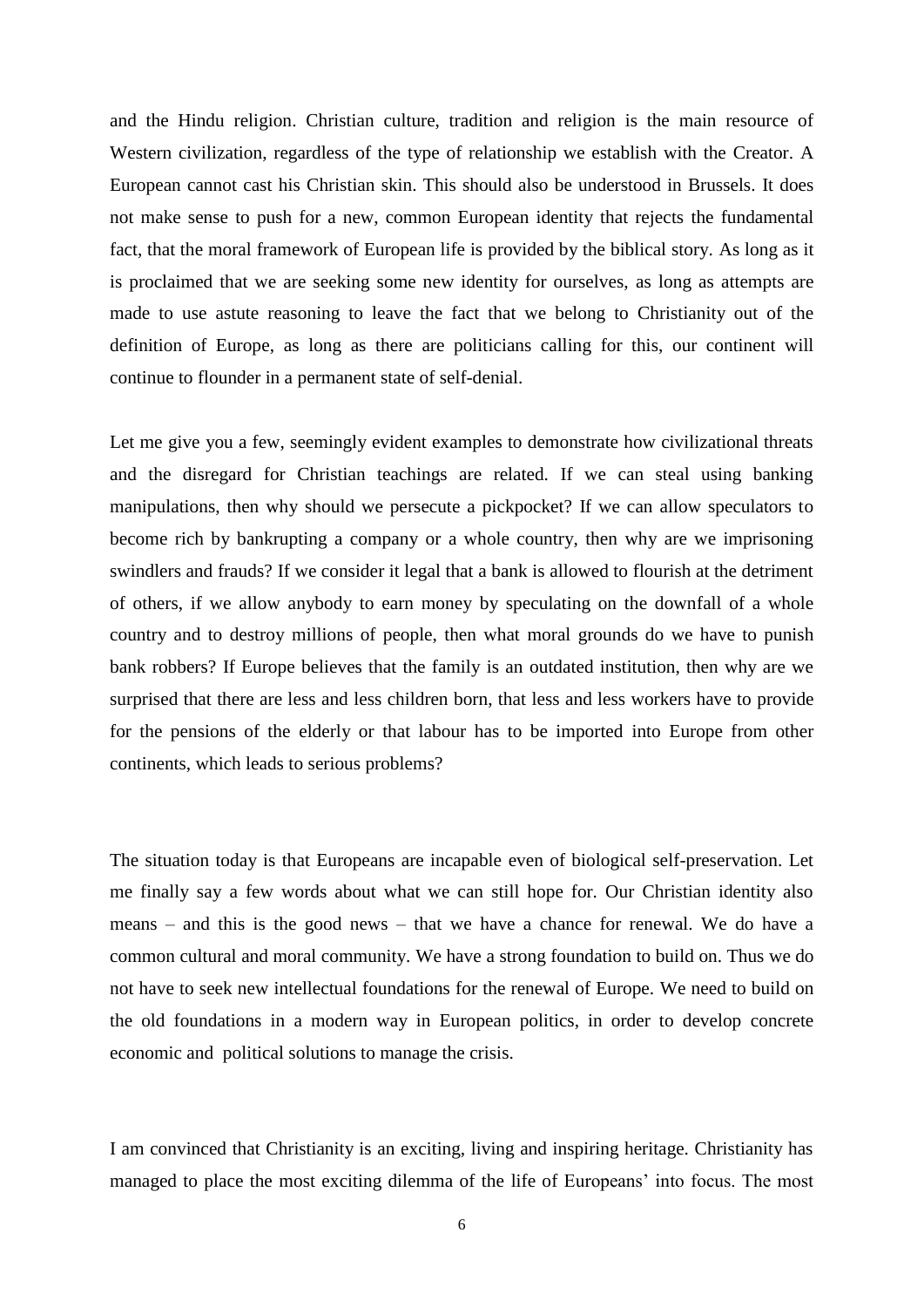and the Hindu religion. Christian culture, tradition and religion is the main resource of Western civilization, regardless of the type of relationship we establish with the Creator. A European cannot cast his Christian skin. This should also be understood in Brussels. It does not make sense to push for a new, common European identity that rejects the fundamental fact, that the moral framework of European life is provided by the biblical story. As long as it is proclaimed that we are seeking some new identity for ourselves, as long as attempts are made to use astute reasoning to leave the fact that we belong to Christianity out of the definition of Europe, as long as there are politicians calling for this, our continent will continue to flounder in a permanent state of self-denial.

Let me give you a few, seemingly evident examples to demonstrate how civilizational threats and the disregard for Christian teachings are related. If we can steal using banking manipulations, then why should we persecute a pickpocket? If we can allow speculators to become rich by bankrupting a company or a whole country, then why are we imprisoning swindlers and frauds? If we consider it legal that a bank is allowed to flourish at the detriment of others, if we allow anybody to earn money by speculating on the downfall of a whole country and to destroy millions of people, then what moral grounds do we have to punish bank robbers? If Europe believes that the family is an outdated institution, then why are we surprised that there are less and less children born, that less and less workers have to provide for the pensions of the elderly or that labour has to be imported into Europe from other continents, which leads to serious problems?

The situation today is that Europeans are incapable even of biological self-preservation. Let me finally say a few words about what we can still hope for. Our Christian identity also means – and this is the good news – that we have a chance for renewal. We do have a common cultural and moral community. We have a strong foundation to build on. Thus we do not have to seek new intellectual foundations for the renewal of Europe. We need to build on the old foundations in a modern way in European politics, in order to develop concrete economic and political solutions to manage the crisis.

I am convinced that Christianity is an exciting, living and inspiring heritage. Christianity has managed to place the most exciting dilemma of the life of Europeans' into focus. The most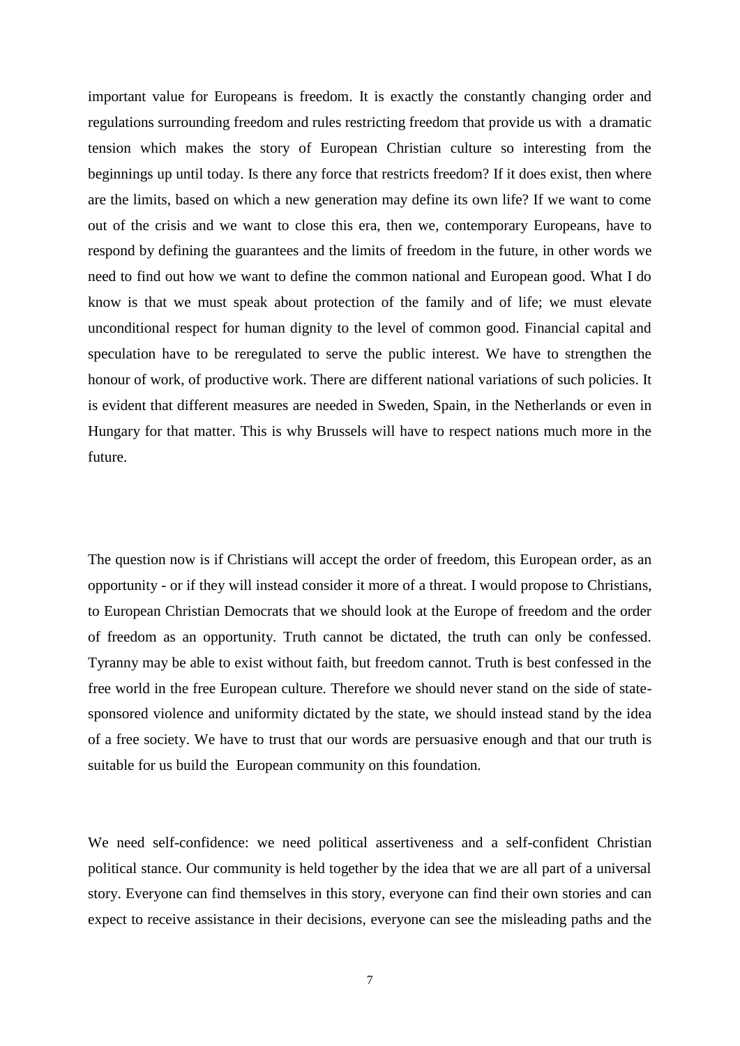important value for Europeans is freedom. It is exactly the constantly changing order and regulations surrounding freedom and rules restricting freedom that provide us with a dramatic tension which makes the story of European Christian culture so interesting from the beginnings up until today. Is there any force that restricts freedom? If it does exist, then where are the limits, based on which a new generation may define its own life? If we want to come out of the crisis and we want to close this era, then we, contemporary Europeans, have to respond by defining the guarantees and the limits of freedom in the future, in other words we need to find out how we want to define the common national and European good. What I do know is that we must speak about protection of the family and of life; we must elevate unconditional respect for human dignity to the level of common good. Financial capital and speculation have to be reregulated to serve the public interest. We have to strengthen the honour of work, of productive work. There are different national variations of such policies. It is evident that different measures are needed in Sweden, Spain, in the Netherlands or even in Hungary for that matter. This is why Brussels will have to respect nations much more in the future.

The question now is if Christians will accept the order of freedom, this European order, as an opportunity - or if they will instead consider it more of a threat. I would propose to Christians, to European Christian Democrats that we should look at the Europe of freedom and the order of freedom as an opportunity. Truth cannot be dictated, the truth can only be confessed. Tyranny may be able to exist without faith, but freedom cannot. Truth is best confessed in the free world in the free European culture. Therefore we should never stand on the side of state-sponsored violence and uniformity dictated by the state, we should instead stand by the idea of a free society. We have to trust that our words are persuasive enough and that our truth is suitable for us build the European community on this foundation.

We need self-confidence: we need political assertiveness and a self-confident Christian political stance. Our community is held together by the idea that we are all part of a universal story. Everyone can find themselves in this story, everyone can find their own stories and can expect to receive assistance in their decisions, everyone can see the misleading paths and the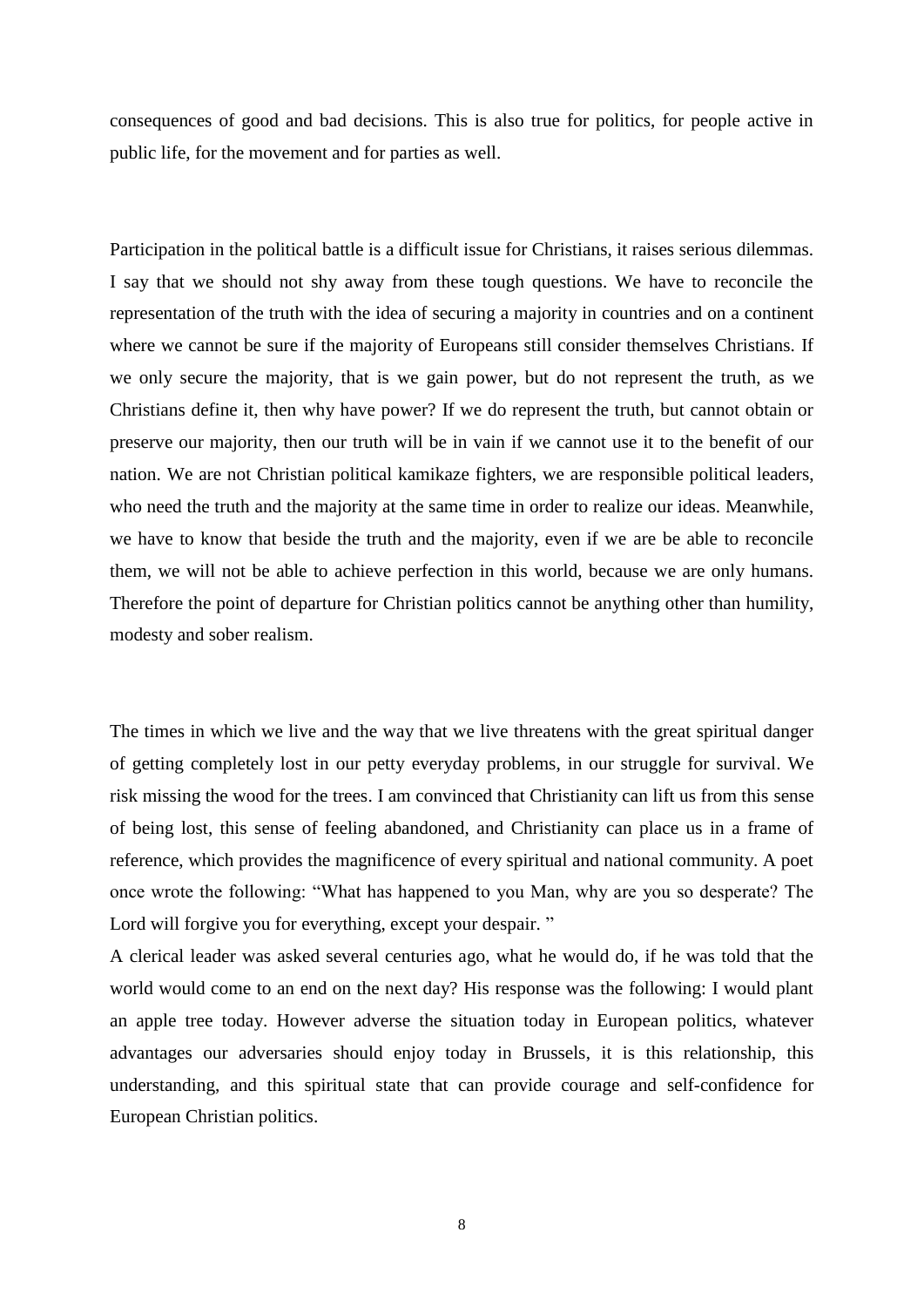consequences of good and bad decisions. This is also true for politics, for people active in public life, for the movement and for parties as well.

Participation in the political battle is a difficult issue for Christians, it raises serious dilemmas. I say that we should not shy away from these tough questions. We have to reconcile the representation of the truth with the idea of securing a majority in countries and on a continent where we cannot be sure if the majority of Europeans still consider themselves Christians. If we only secure the majority, that is we gain power, but do not represent the truth, as we Christians define it, then why have power? If we do represent the truth, but cannot obtain or preserve our majority, then our truth will be in vain if we cannot use it to the benefit of our nation. We are not Christian political kamikaze fighters, we are responsible political leaders, who need the truth and the majority at the same time in order to realize our ideas. Meanwhile, we have to know that beside the truth and the majority, even if we are be able to reconcile them, we will not be able to achieve perfection in this world, because we are only humans. Therefore the point of departure for Christian politics cannot be anything other than humility, modesty and sober realism.

The times in which we live and the way that we live threatens with the great spiritual danger of getting completely lost in our petty everyday problems, in our struggle for survival. We risk missing the wood for the trees. I am convinced that Christianity can lift us from this sense of being lost, this sense of feeling abandoned, and Christianity can place us in a frame of reference, which provides the magnificence of every spiritual and national community. A poet once wrote the following: "What has happened to you Man, why are you so desperate? The Lord will forgive you for everything, except your despair. "

A clerical leader was asked several centuries ago, what he would do, if he was told that the world would come to an end on the next day? His response was the following: I would plant an apple tree today. However adverse the situation today in European politics, whatever advantages our adversaries should enjoy today in Brussels, it is this relationship, this understanding, and this spiritual state that can provide courage and self-confidence for European Christian politics.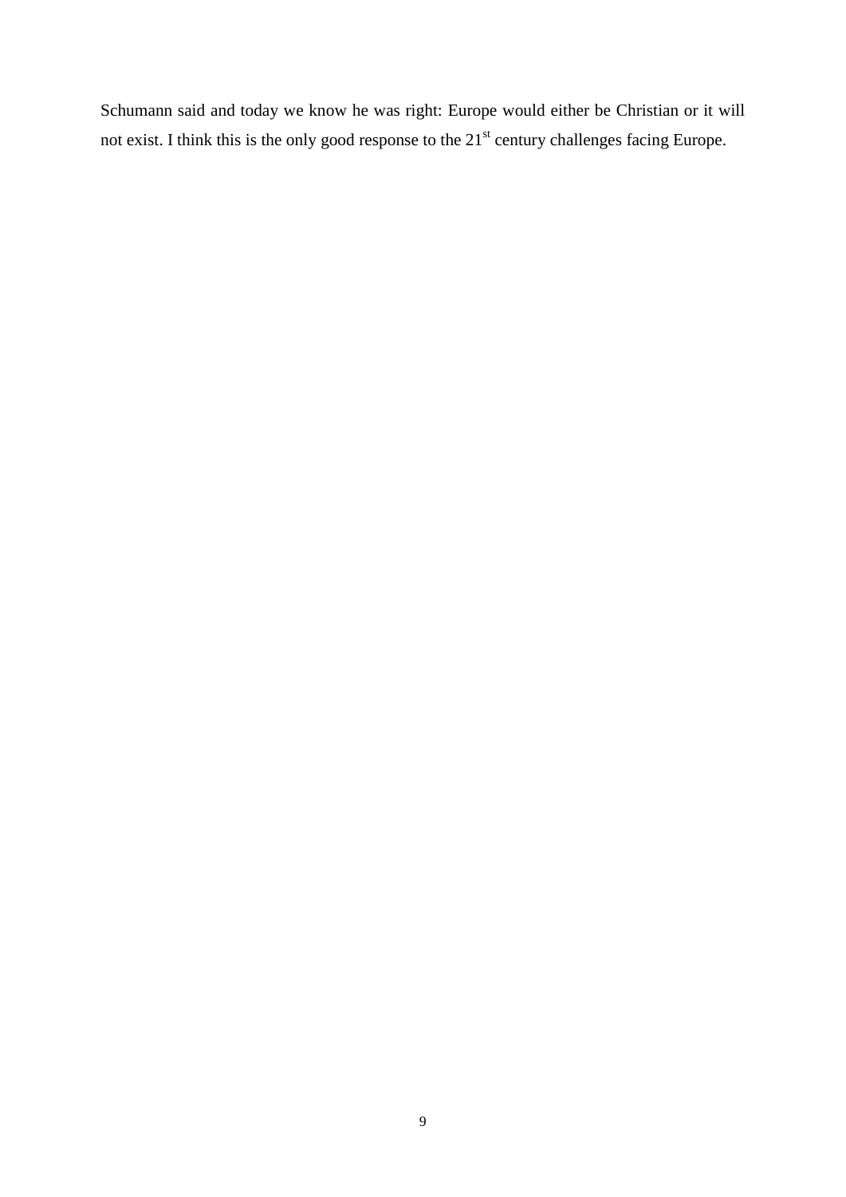Schumann said and today we know he was right: Europe would either be Christian or it will not exist. I think this is the only good response to the 21st century challenges facing Europe.